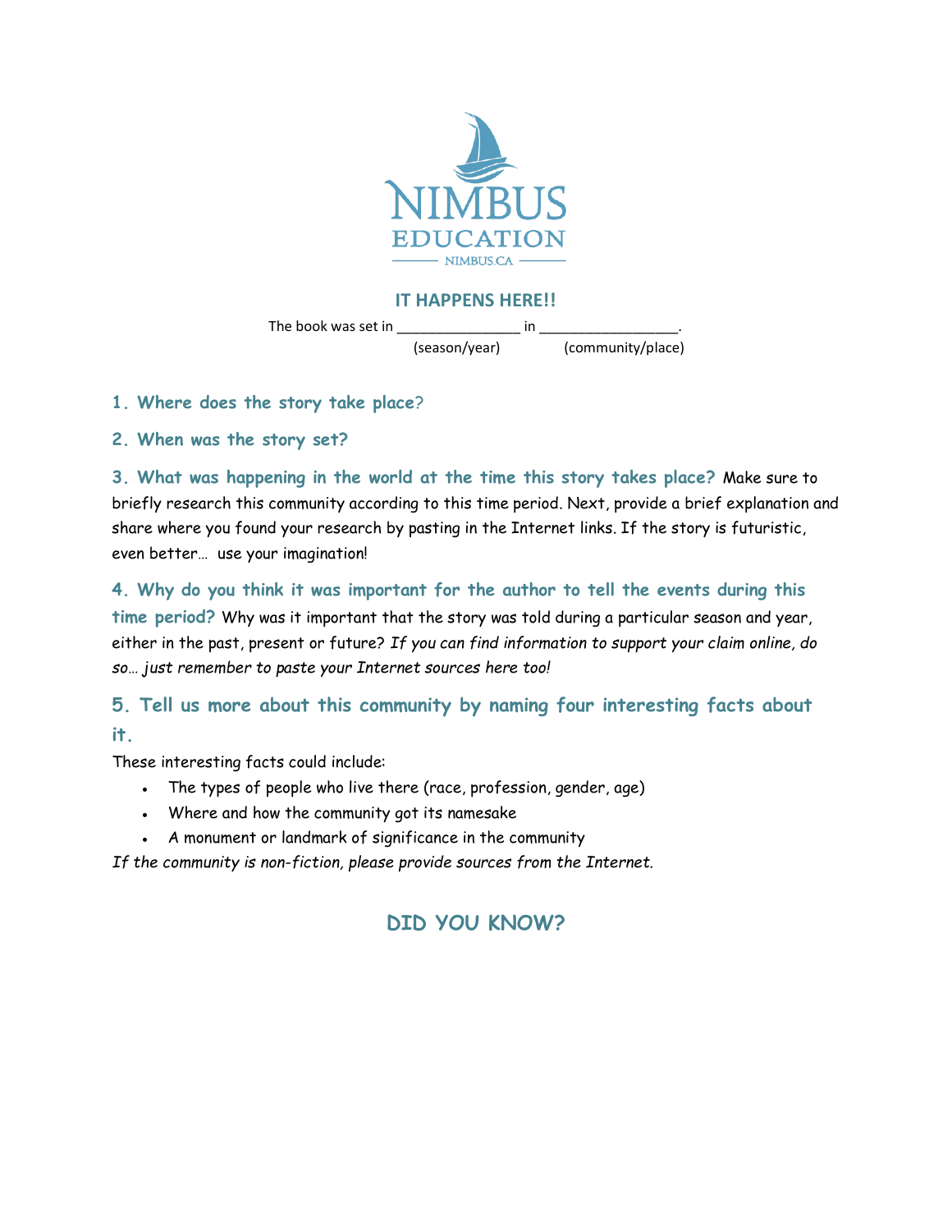NIMBUS EDUCATION

NIMBUS.CA

## IT HAPPENS HERE!!

The book was set in ________________ in __________________.
(season/year) (community/place)

### 1. Where does the story take place?

### 2. When was the story set?

**3. What was happening in the world at the time this story takes place?** Make sure to briefly research this community according to this time period. Next, provide a brief explanation and share where you found your research by pasting in the Internet links. If the story is futuristic, even better… use your imagination!

**4. Why do you think it was important for the author to tell the events during this time period?** Why was it important that the story was told during a particular season and year, either in the past, present or future? *If you can find information to support your claim online, do so… just remember to paste your Internet sources here too!*

### 5. Tell us more about this community by naming four interesting facts about it.

These interesting facts could include:

- The types of people who live there (race, profession, gender, age)
- Where and how the community got its namesake
- A monument or landmark of significance in the community

*If the community is non-fiction, please provide sources from the Internet.*

## DID YOU KNOW?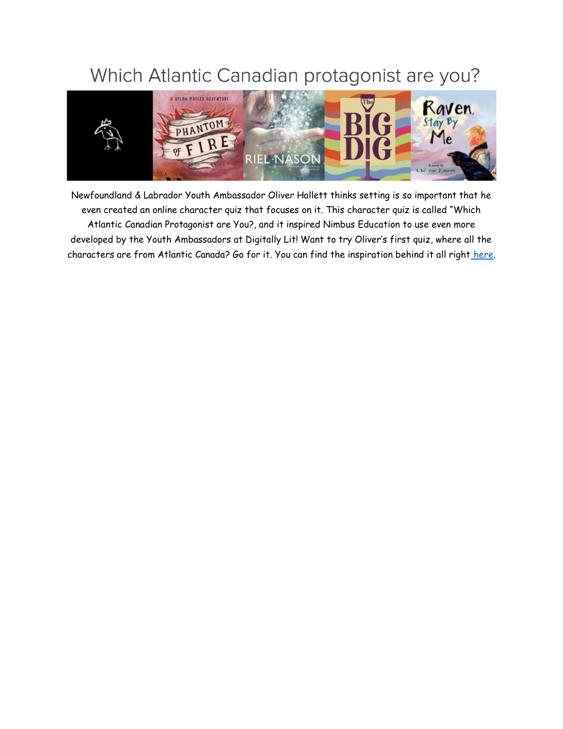# Which Atlantic Canadian protagonist are you?

Newfoundland & Labrador Youth Ambassador Oliver Hallett thinks setting is so important that he even created an online character quiz that focuses on it. This character quiz is called "Which Atlantic Canadian Protagonist are You?, and it inspired Nimbus Education to use even more developed by the Youth Ambassadors at Digitally Lit! Want to try Oliver's first quiz, where all the characters are from Atlantic Canada? Go for it. You can find the inspiration behind it all right [here](#).